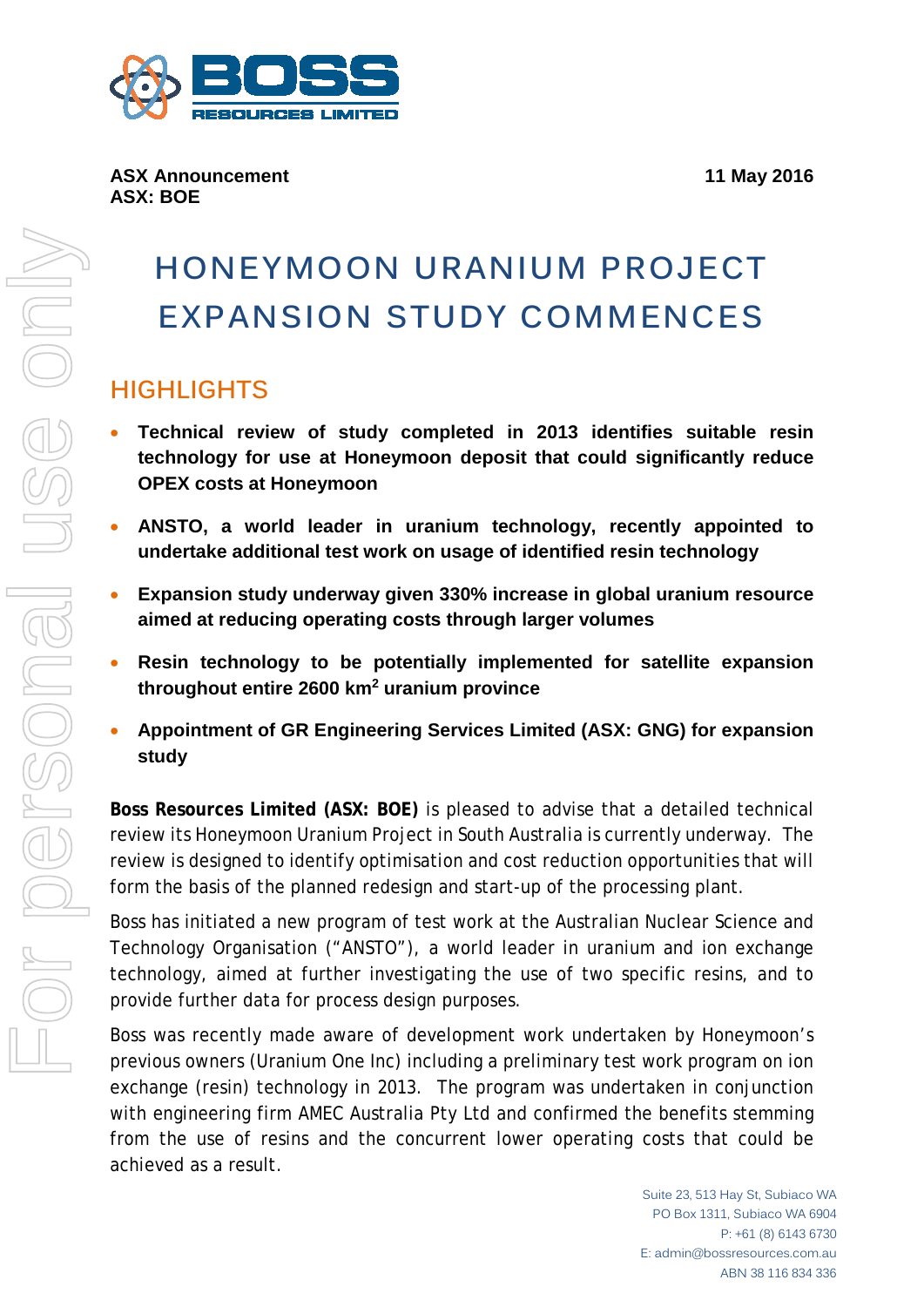**ASX Announcement**
**ASX: BOE**

**11 May 2016**

# HONEYMOON URANIUM PROJECT EXPANSION STUDY COMMENCES

## HIGHLIGHTS

- **Technical review of study completed in 2013 identifies suitable resin technology for use at Honeymoon deposit that could significantly reduce OPEX costs at Honeymoon**
- **ANSTO, a world leader in uranium technology, recently appointed to undertake additional test work on usage of identified resin technology**
- **Expansion study underway given 330% increase in global uranium resource aimed at reducing operating costs through larger volumes**
- **Resin technology to be potentially implemented for satellite expansion throughout entire 2600 km$^2$ uranium province**
- **Appointment of GR Engineering Services Limited (ASX: GNG) for expansion study**

**Boss Resources Limited (ASX: BOE)** is pleased to advise that a detailed technical review its Honeymoon Uranium Project in South Australia is currently underway. The review is designed to identify optimisation and cost reduction opportunities that will form the basis of the planned redesign and start-up of the processing plant.

Boss has initiated a new program of test work at the Australian Nuclear Science and Technology Organisation ("ANSTO"), a world leader in uranium and ion exchange technology, aimed at further investigating the use of two specific resins, and to provide further data for process design purposes.

Boss was recently made aware of development work undertaken by Honeymoon's previous owners (Uranium One Inc) including a preliminary test work program on ion exchange (resin) technology in 2013. The program was undertaken in conjunction with engineering firm AMEC Australia Pty Ltd and confirmed the benefits stemming from the use of resins and the concurrent lower operating costs that could be achieved as a result.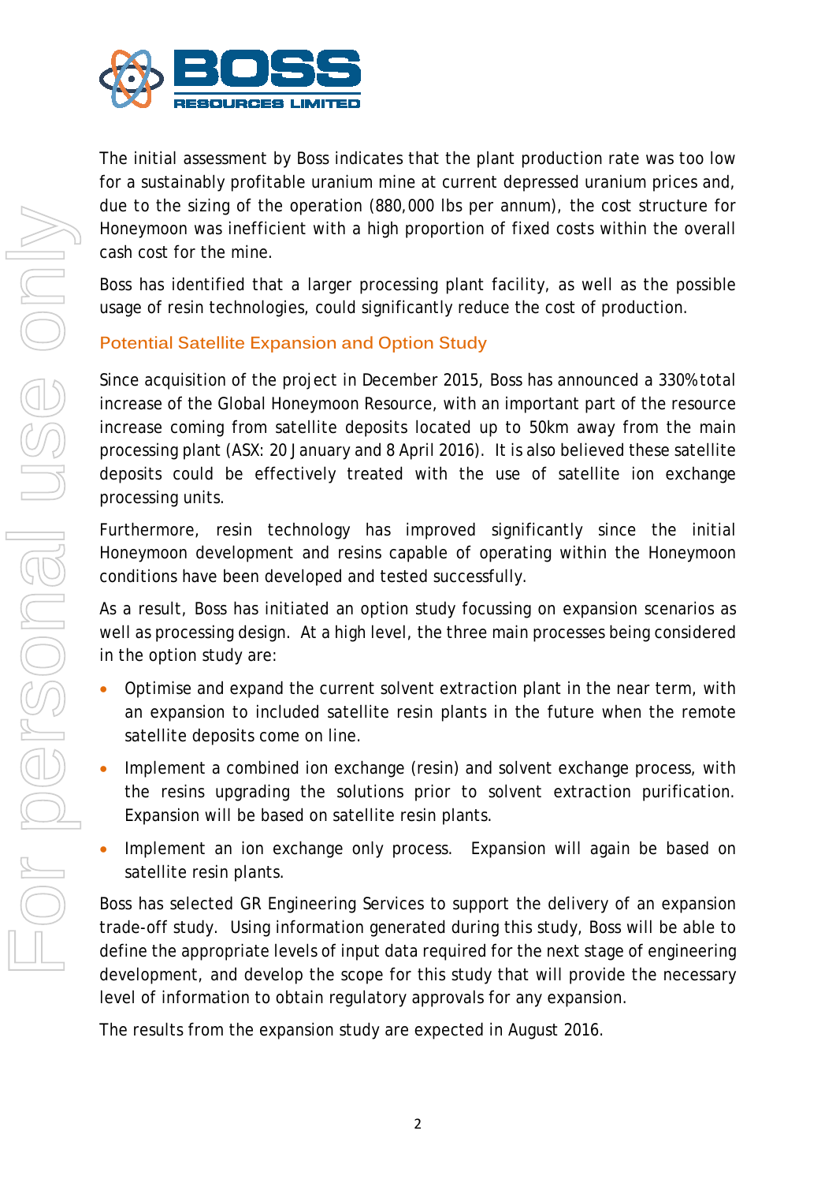The initial assessment by Boss indicates that the plant production rate was too low for a sustainably profitable uranium mine at current depressed uranium prices and, due to the sizing of the operation (880,000 lbs per annum), the cost structure for Honeymoon was inefficient with a high proportion of fixed costs within the overall cash cost for the mine.

Boss has identified that a larger processing plant facility, as well as the possible usage of resin technologies, could significantly reduce the cost of production.

## Potential Satellite Expansion and Option Study

Since acquisition of the project in December 2015, Boss has announced a 330% total increase of the Global Honeymoon Resource, with an important part of the resource increase coming from satellite deposits located up to 50km away from the main processing plant (ASX: 20 January and 8 April 2016). It is also believed these satellite deposits could be effectively treated with the use of satellite ion exchange processing units.

Furthermore, resin technology has improved significantly since the initial Honeymoon development and resins capable of operating within the Honeymoon conditions have been developed and tested successfully.

As a result, Boss has initiated an option study focussing on expansion scenarios as well as processing design. At a high level, the three main processes being considered in the option study are:

- Optimise and expand the current solvent extraction plant in the near term, with an expansion to included satellite resin plants in the future when the remote satellite deposits come on line.
- Implement a combined ion exchange (resin) and solvent exchange process, with the resins upgrading the solutions prior to solvent extraction purification. Expansion will be based on satellite resin plants.
- Implement an ion exchange only process. Expansion will again be based on satellite resin plants.

Boss has selected GR Engineering Services to support the delivery of an expansion trade-off study. Using information generated during this study, Boss will be able to define the appropriate levels of input data required for the next stage of engineering development, and develop the scope for this study that will provide the necessary level of information to obtain regulatory approvals for any expansion.

The results from the expansion study are expected in August 2016.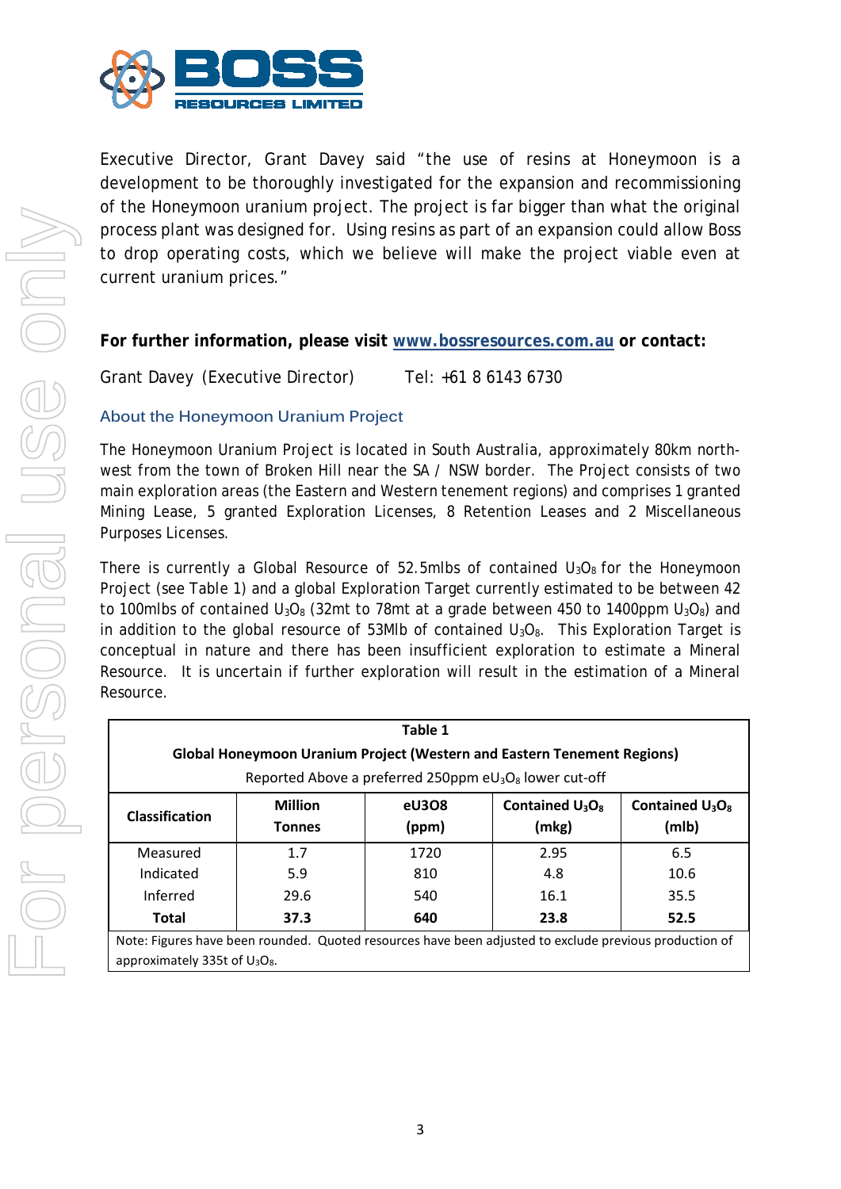Executive Director, Grant Davey said "the use of resins at Honeymoon is a development to be thoroughly investigated for the expansion and recommissioning of the Honeymoon uranium project. The project is far bigger than what the original process plant was designed for. Using resins as part of an expansion could allow Boss to drop operating costs, which we believe will make the project viable even at current uranium prices."

**For further information, please visit www.bossresources.com.au or contact:**

Grant Davey (Executive Director) Tel: +61 8 6143 6730

### About the Honeymoon Uranium Project

The Honeymoon Uranium Project is located in South Australia, approximately 80km north-west from the town of Broken Hill near the SA / NSW border. The Project consists of two main exploration areas (the Eastern and Western tenement regions) and comprises 1 granted Mining Lease, 5 granted Exploration Licenses, 8 Retention Leases and 2 Miscellaneous Purposes Licenses.

There is currently a Global Resource of 52.5mlbs of contained $U_3O_8$ for the Honeymoon Project (see Table 1) and a global Exploration Target currently estimated to be between 42 to 100mlbs of contained $U_3O_8$ (32mt to 78mt at a grade between 450 to 1400ppm $U_3O_8$) and in addition to the global resource of 53Mlb of contained $U_3O_8$. This Exploration Target is conceptual in nature and there has been insufficient exploration to estimate a Mineral Resource. It is uncertain if further exploration will result in the estimation of a Mineral Resource.

**Table 1**

**Global Honeymoon Uranium Project (Western and Eastern Tenement Regions)**

Reported Above a preferred 250ppm $eU_3O_8$ lower cut-off

| Classification | Million Tonnes | eU3O8 (ppm) | Contained $U_3O_8$ (mkg) | Contained $U_3O_8$ (mlb) |
|---|---|---|---|---|
| Measured | 1.7 | 1720 | 2.95 | 6.5 |
| Indicated | 5.9 | 810 | 4.8 | 10.6 |
| Inferred | 29.6 | 540 | 16.1 | 35.5 |
| **Total** | **37.3** | **640** | **23.8** | **52.5** |

Note: Figures have been rounded. Quoted resources have been adjusted to exclude previous production of approximately 335t of $U_3O_8$.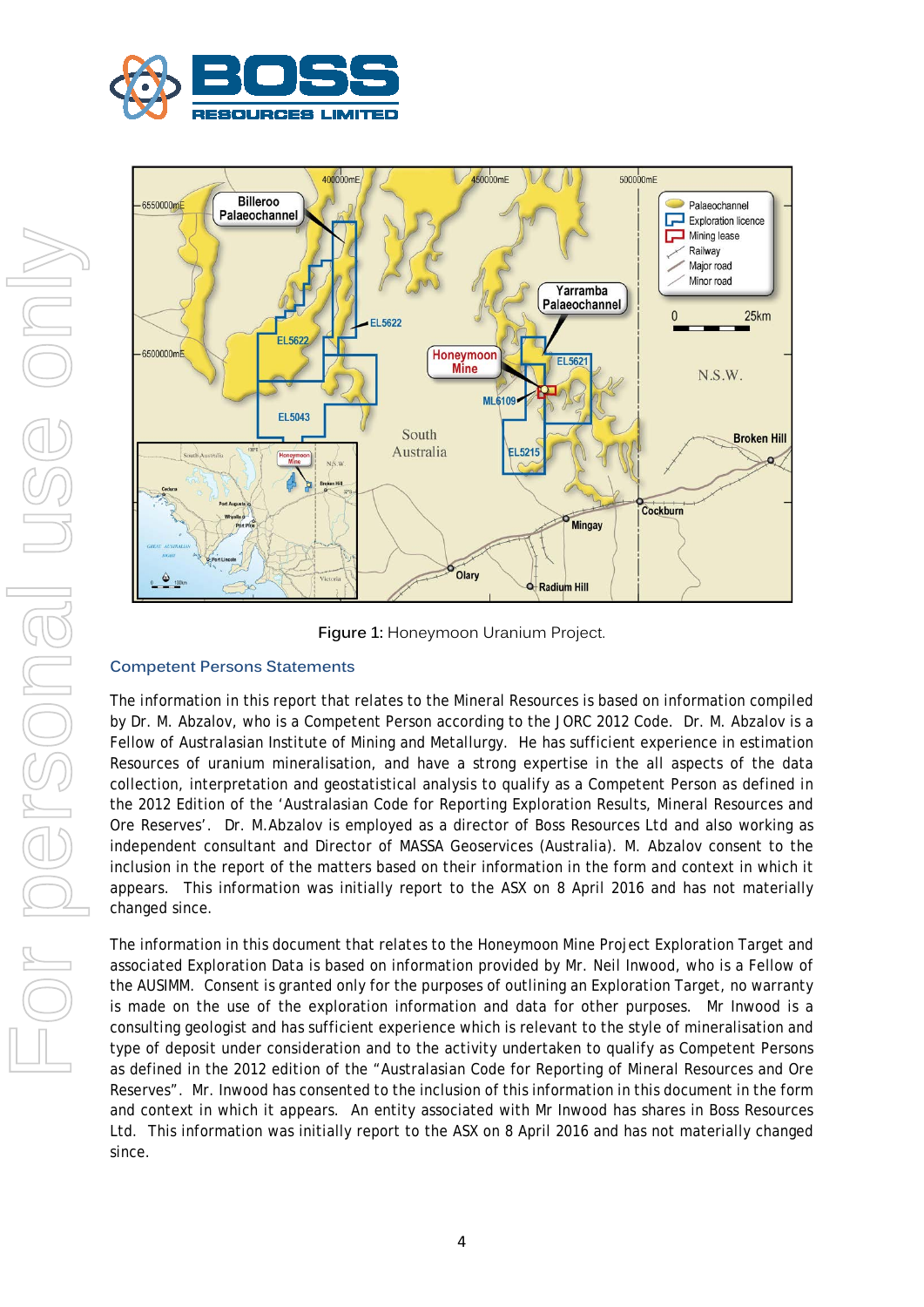400000mE
450000mE
500000mE
6550000mE
6500000mE
Billeroo Palaeochannel
Yarramba Palaeochannel
Honeymoon Mine
EL5622
EL5622
EL5043
EL5621
ML6109
EL5215
South Australia
N.S.W.
Broken Hill
Cockburn
Mingay
Olary
Radium Hill
Palaeochannel
Exploration licence
Mining lease
Railway
Major road
Minor road
0
25km

Figure 1: Honeymoon Uranium Project.

## Competent Persons Statements

The information in this report that relates to the Mineral Resources is based on information compiled by Dr. M. Abzalov, who is a Competent Person according to the JORC 2012 Code. Dr. M. Abzalov is a Fellow of Australasian Institute of Mining and Metallurgy. He has sufficient experience in estimation Resources of uranium mineralisation, and have a strong expertise in the all aspects of the data collection, interpretation and geostatistical analysis to qualify as a Competent Person as defined in the 2012 Edition of the 'Australasian Code for Reporting Exploration Results, Mineral Resources and Ore Reserves'. Dr. M.Abzalov is employed as a director of Boss Resources Ltd and also working as independent consultant and Director of MASSA Geoservices (Australia). M. Abzalov consent to the inclusion in the report of the matters based on their information in the form and context in which it appears. This information was initially report to the ASX on 8 April 2016 and has not materially changed since.

The information in this document that relates to the Honeymoon Mine Project Exploration Target and associated Exploration Data is based on information provided by Mr. Neil Inwood, who is a Fellow of the AUSIMM. Consent is granted only for the purposes of outlining an Exploration Target, no warranty is made on the use of the exploration information and data for other purposes. Mr Inwood is a consulting geologist and has sufficient experience which is relevant to the style of mineralisation and type of deposit under consideration and to the activity undertaken to qualify as Competent Persons as defined in the 2012 edition of the "Australasian Code for Reporting of Mineral Resources and Ore Reserves". Mr. Inwood has consented to the inclusion of this information in this document in the form and context in which it appears. An entity associated with Mr Inwood has shares in Boss Resources Ltd. This information was initially report to the ASX on 8 April 2016 and has not materially changed since.